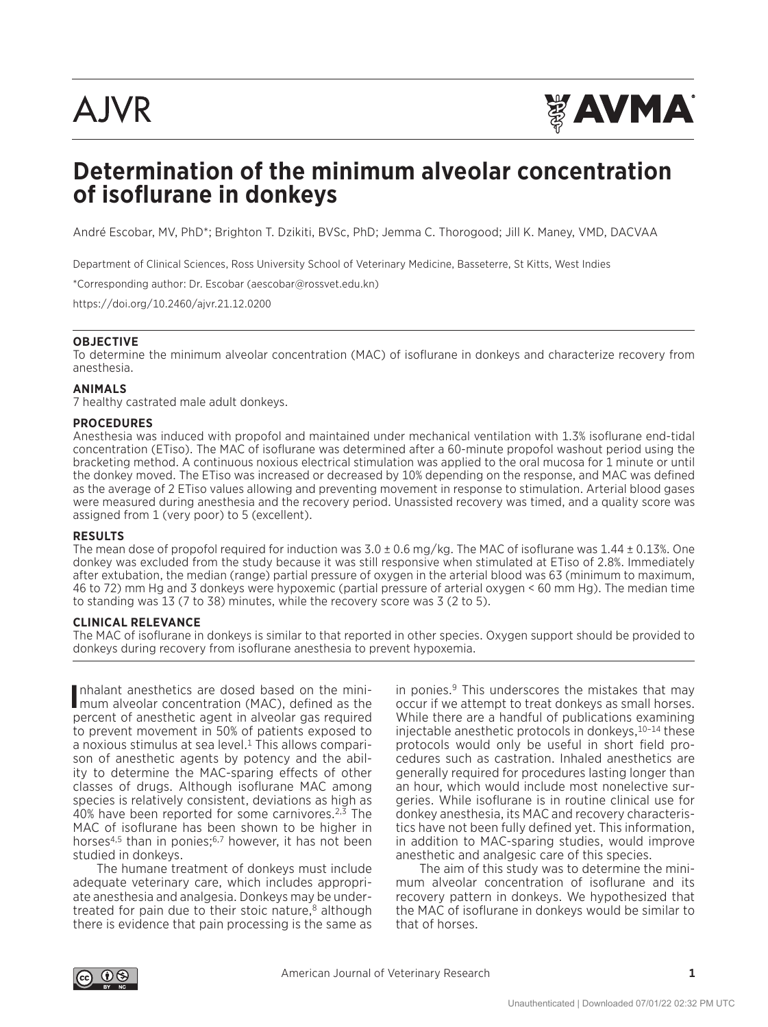# Determination of the minimum alveolar concentration of isoflurane in donkeys

André Escobar, MV, PhD*; Brighton T. Dzikiti, BVSc, PhD; Jemma C. Thorogood; Jill K. Maney, VMD, DACVAA

Department of Clinical Sciences, Ross University School of Veterinary Medicine, Basseterre, St Kitts, West Indies

*Corresponding author: Dr. Escobar (aescobar@rossvet.edu.kn)

https://doi.org/10.2460/ajvr.21.12.0200

## OBJECTIVE

To determine the minimum alveolar concentration (MAC) of isoflurane in donkeys and characterize recovery from anesthesia.

## ANIMALS

7 healthy castrated male adult donkeys.

## PROCEDURES

Anesthesia was induced with propofol and maintained under mechanical ventilation with 1.3% isoflurane end-tidal concentration (ETiso). The MAC of isoflurane was determined after a 60-minute propofol washout period using the bracketing method. A continuous noxious electrical stimulation was applied to the oral mucosa for 1 minute or until the donkey moved. The ETiso was increased or decreased by 10% depending on the response, and MAC was defined as the average of 2 ETiso values allowing and preventing movement in response to stimulation. Arterial blood gases were measured during anesthesia and the recovery period. Unassisted recovery was timed, and a quality score was assigned from 1 (very poor) to 5 (excellent).

## RESULTS

The mean dose of propofol required for induction was 3.0 ± 0.6 mg/kg. The MAC of isoflurane was 1.44 ± 0.13%. One donkey was excluded from the study because it was still responsive when stimulated at ETiso of 2.8%. Immediately after extubation, the median (range) partial pressure of oxygen in the arterial blood was 63 (minimum to maximum, 46 to 72) mm Hg and 3 donkeys were hypoxemic (partial pressure of arterial oxygen < 60 mm Hg). The median time to standing was 13 (7 to 38) minutes, while the recovery score was 3 (2 to 5).

## CLINICAL RELEVANCE

The MAC of isoflurane in donkeys is similar to that reported in other species. Oxygen support should be provided to donkeys during recovery from isoflurane anesthesia to prevent hypoxemia.

Inhalant anesthetics are dosed based on the minimum alveolar concentration (MAC), defined as the percent of anesthetic agent in alveolar gas required to prevent movement in 50% of patients exposed to a noxious stimulus at sea level.[1] This allows comparison of anesthetic agents by potency and the ability to determine the MAC-sparing effects of other classes of drugs. Although isoflurane MAC among species is relatively consistent, deviations as high as 40% have been reported for some carnivores.[2,3] The MAC of isoflurane has been shown to be higher in horses[4,5] than in ponies;[6,7] however, it has not been studied in donkeys.

The humane treatment of donkeys must include adequate veterinary care, which includes appropriate anesthesia and analgesia. Donkeys may be undertreated for pain due to their stoic nature,[8] although there is evidence that pain processing is the same as in ponies.[9] This underscores the mistakes that may occur if we attempt to treat donkeys as small horses. While there are a handful of publications examining injectable anesthetic protocols in donkeys,[10–14] these protocols would only be useful in short field procedures such as castration. Inhaled anesthetics are generally required for procedures lasting longer than an hour, which would include most nonelective surgeries. While isoflurane is in routine clinical use for donkey anesthesia, its MAC and recovery characteristics have not been fully defined yet. This information, in addition to MAC-sparing studies, would improve anesthetic and analgesic care of this species.

The aim of this study was to determine the minimum alveolar concentration of isoflurane and its recovery pattern in donkeys. We hypothesized that the MAC of isoflurane in donkeys would be similar to that of horses.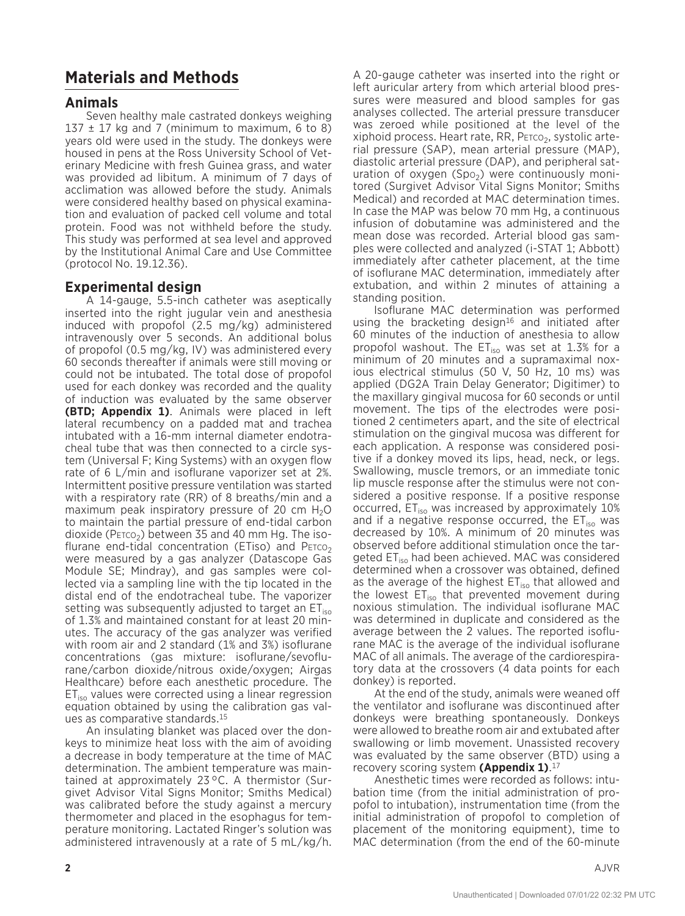# Materials and Methods

## Animals

Seven healthy male castrated donkeys weighing 137 ± 17 kg and 7 (minimum to maximum, 6 to 8) years old were used in the study. The donkeys were housed in pens at the Ross University School of Veterinary Medicine with fresh Guinea grass, and water was provided ad libitum. A minimum of 7 days of acclimation was allowed before the study. Animals were considered healthy based on physical examination and evaluation of packed cell volume and total protein. Food was not withheld before the study. This study was performed at sea level and approved by the Institutional Animal Care and Use Committee (protocol No. 19.12.36).

## Experimental design

A 14-gauge, 5.5-inch catheter was aseptically inserted into the right jugular vein and anesthesia induced with propofol (2.5 mg/kg) administered intravenously over 5 seconds. An additional bolus of propofol (0.5 mg/kg, IV) was administered every 60 seconds thereafter if animals were still moving or could not be intubated. The total dose of propofol used for each donkey was recorded and the quality of induction was evaluated by the same observer **(BTD; Appendix 1)**. Animals were placed in left lateral recumbency on a padded mat and trachea intubated with a 16-mm internal diameter endotracheal tube that was then connected to a circle system (Universal F; King Systems) with an oxygen flow rate of 6 L/min and isoflurane vaporizer set at 2%. Intermittent positive pressure ventilation was started with a respiratory rate (RR) of 8 breaths/min and a maximum peak inspiratory pressure of 20 cm $H_2O$ to maintain the partial pressure of end-tidal carbon dioxide ($P_{ETCO_2}$) between 35 and 40 mm Hg. The isoflurane end-tidal concentration (ETiso) and $P_{ETCO_2}$ were measured by a gas analyzer (Datascope Gas Module SE; Mindray), and gas samples were collected via a sampling line with the tip located in the distal end of the endotracheal tube. The vaporizer setting was subsequently adjusted to target an $ET_{iso}$ of 1.3% and maintained constant for at least 20 minutes. The accuracy of the gas analyzer was verified with room air and 2 standard (1% and 3%) isoflurane concentrations (gas mixture: isoflurane/sevoflurane/carbon dioxide/nitrous oxide/oxygen; Airgas Healthcare) before each anesthetic procedure. The $ET_{iso}$ values were corrected using a linear regression equation obtained by using the calibration gas values as comparative standards.[15]

An insulating blanket was placed over the donkeys to minimize heat loss with the aim of avoiding a decrease in body temperature at the time of MAC determination. The ambient temperature was maintained at approximately 23 °C. A thermistor (Surgivet Advisor Vital Signs Monitor; Smiths Medical) was calibrated before the study against a mercury thermometer and placed in the esophagus for temperature monitoring. Lactated Ringer's solution was administered intravenously at a rate of 5 mL/kg/h.

A 20-gauge catheter was inserted into the right or left auricular artery from which arterial blood pressures were measured and blood samples for gas analyses collected. The arterial pressure transducer was zeroed while positioned at the level of the xiphoid process. Heart rate, RR, $P_{ETCO_2}$, systolic arterial pressure (SAP), mean arterial pressure (MAP), diastolic arterial pressure (DAP), and peripheral saturation of oxygen ($Sp_{O_2}$) were continuously monitored (Surgivet Advisor Vital Signs Monitor; Smiths Medical) and recorded at MAC determination times. In case the MAP was below 70 mm Hg, a continuous infusion of dobutamine was administered and the mean dose was recorded. Arterial blood gas samples were collected and analyzed (i-STAT 1; Abbott) immediately after catheter placement, at the time of isoflurane MAC determination, immediately after extubation, and within 2 minutes of attaining a standing position.

Isoflurane MAC determination was performed using the bracketing design[16] and initiated after 60 minutes of the induction of anesthesia to allow propofol washout. The $ET_{iso}$ was set at 1.3% for a minimum of 20 minutes and a supramaximal noxious electrical stimulus (50 V, 50 Hz, 10 ms) was applied (DG2A Train Delay Generator; Digitimer) to the maxillary gingival mucosa for 60 seconds or until movement. The tips of the electrodes were positioned 2 centimeters apart, and the site of electrical stimulation on the gingival mucosa was different for each application. A response was considered positive if a donkey moved its lips, head, neck, or legs. Swallowing, muscle tremors, or an immediate tonic lip muscle response after the stimulus were not considered a positive response. If a positive response occurred, $ET_{iso}$ was increased by approximately 10% and if a negative response occurred, the $ET_{iso}$ was decreased by 10%. A minimum of 20 minutes was observed before additional stimulation once the targeted $ET_{iso}$ had been achieved. MAC was considered determined when a crossover was obtained, defined as the average of the highest $ET_{iso}$ that allowed and the lowest $ET_{iso}$ that prevented movement during noxious stimulation. The individual isoflurane MAC was determined in duplicate and considered as the average between the 2 values. The reported isoflurane MAC is the average of the individual isoflurane MAC of all animals. The average of the cardiorespiratory data at the crossovers (4 data points for each donkey) is reported.

At the end of the study, animals were weaned off the ventilator and isoflurane was discontinued after donkeys were breathing spontaneously. Donkeys were allowed to breathe room air and extubated after swallowing or limb movement. Unassisted recovery was evaluated by the same observer (BTD) using a recovery scoring system **(Appendix 1)**.[17]

Anesthetic times were recorded as follows: intubation time (from the initial administration of propofol to intubation), instrumentation time (from the initial administration of propofol to completion of placement of the monitoring equipment), time to MAC determination (from the end of the 60-minute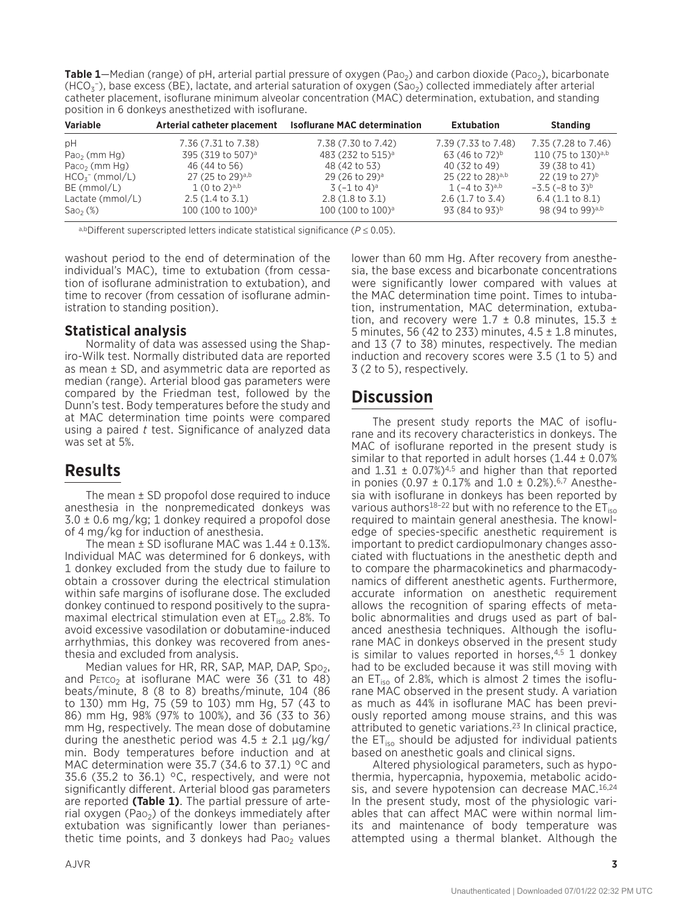**Table 1**—Median (range) of pH, arterial partial pressure of oxygen ($Pa_{O_2}$) and carbon dioxide ($Pa_{CO_2}$), bicarbonate ($HCO_3^-$), base excess (BE), lactate, and arterial saturation of oxygen ($Sa_{O_2}$) collected immediately after arterial catheter placement, isoflurane minimum alveolar concentration (MAC) determination, extubation, and standing position in 6 donkeys anesthetized with isoflurane.

| Variable | Arterial catheter placement | Isoflurane MAC determination | Extubation | Standing |
|---|---|---|---|---|
| pH | 7.36 (7.31 to 7.38) | 7.38 (7.30 to 7.42) | 7.39 (7.33 to 7.48) | 7.35 (7.28 to 7.46) |
| $Pa_{O_2}$ (mm Hg) | 395 (319 to 507)[a] | 483 (232 to 515)[a] | 63 (46 to 72)[b] | 110 (75 to 130)[a,b] |
| $Pa_{CO_2}$ (mm Hg) | 46 (44 to 56) | 48 (42 to 53) | 40 (32 to 49) | 39 (38 to 41) |
| $HCO_3^-$ (mmol/L) | 27 (25 to 29)[a,b] | 29 (26 to 29)[a] | 25 (22 to 28)[a,b] | 22 (19 to 27)[b] |
| BE (mmol/L) | 1 (0 to 2)[a,b] | 3 (−1 to 4)[a] | 1 (−4 to 3)[a,b] | −3.5 (−8 to 3)[b] |
| Lactate (mmol/L) | 2.5 (1.4 to 3.1) | 2.8 (1.8 to 3.1) | 2.6 (1.7 to 3.4) | 6.4 (1.1 to 8.1) |
| $Sa_{O_2}$ (%) | 100 (100 to 100)[a] | 100 (100 to 100)[a] | 93 (84 to 93)[b] | 98 (94 to 99)[a,b] |

[a,b]Different superscripted letters indicate statistical significance ($P \leq 0.05$).

washout period to the end of determination of the individual's MAC), time to extubation (from cessation of isoflurane administration to extubation), and time to recover (from cessation of isoflurane administration to standing position).

### Statistical analysis

Normality of data was assessed using the Shapiro-Wilk test. Normally distributed data are reported as mean ± SD, and asymmetric data are reported as median (range). Arterial blood gas parameters were compared by the Friedman test, followed by the Dunn's test. Body temperatures before the study and at MAC determination time points were compared using a paired *t* test. Significance of analyzed data was set at 5%.

## Results

The mean ± SD propofol dose required to induce anesthesia in the nonpremedicated donkeys was 3.0 ± 0.6 mg/kg; 1 donkey required a propofol dose of 4 mg/kg for induction of anesthesia.

The mean ± SD isoflurane MAC was 1.44 ± 0.13%. Individual MAC was determined for 6 donkeys, with 1 donkey excluded from the study due to failure to obtain a crossover during the electrical stimulation within safe margins of isoflurane dose. The excluded donkey continued to respond positively to the supramaximal electrical stimulation even at $ET_{iso}$ 2.8%. To avoid excessive vasodilation or dobutamine-induced arrhythmias, this donkey was recovered from anesthesia and excluded from analysis.

Median values for HR, RR, SAP, MAP, DAP, $Sp_{O_2}$, and $P_{ETCO_2}$ at isoflurane MAC were 36 (31 to 48) beats/minute, 8 (8 to 8) breaths/minute, 104 (86 to 130) mm Hg, 75 (59 to 103) mm Hg, 57 (43 to 86) mm Hg, 98% (97% to 100%), and 36 (33 to 36) mm Hg, respectively. The mean dose of dobutamine during the anesthetic period was 4.5 ± 2.1 µg/kg/min. Body temperatures before induction and at MAC determination were 35.7 (34.6 to 37.1) °C and 35.6 (35.2 to 36.1) °C, respectively, and were not significantly different. Arterial blood gas parameters are reported **(Table 1)**. The partial pressure of arterial oxygen ($Pa_{O_2}$) of the donkeys immediately after extubation was significantly lower than perianesthetic time points, and 3 donkeys had $Pa_{O_2}$ values lower than 60 mm Hg. After recovery from anesthesia, the base excess and bicarbonate concentrations were significantly lower compared with values at the MAC determination time point. Times to intubation, instrumentation, MAC determination, extubation, and recovery were 1.7 ± 0.8 minutes, 15.3 ± 5 minutes, 56 (42 to 233) minutes, 4.5 ± 1.8 minutes, and 13 (7 to 38) minutes, respectively. The median induction and recovery scores were 3.5 (1 to 5) and 3 (2 to 5), respectively.

## Discussion

The present study reports the MAC of isoflurane and its recovery characteristics in donkeys. The MAC of isoflurane reported in the present study is similar to that reported in adult horses (1.44 ± 0.07% and 1.31 ± 0.07%)[4,5] and higher than that reported in ponies (0.97 ± 0.17% and 1.0 ± 0.2%).[6,7] Anesthesia with isoflurane in donkeys has been reported by various authors[18–22] but with no reference to the $ET_{iso}$ required to maintain general anesthesia. The knowledge of species-specific anesthetic requirement is important to predict cardiopulmonary changes associated with fluctuations in the anesthetic depth and to compare the pharmacokinetics and pharmacodynamics of different anesthetic agents. Furthermore, accurate information on anesthetic requirement allows the recognition of sparing effects of metabolic abnormalities and drugs used as part of balanced anesthesia techniques. Although the isoflurane MAC in donkeys observed in the present study is similar to values reported in horses,[4,5] 1 donkey had to be excluded because it was still moving with an $ET_{iso}$ of 2.8%, which is almost 2 times the isoflurane MAC observed in the present study. A variation as much as 44% in isoflurane MAC has been previously reported among mouse strains, and this was attributed to genetic variations.[23] In clinical practice, the $ET_{iso}$ should be adjusted for individual patients based on anesthetic goals and clinical signs.

Altered physiological parameters, such as hypothermia, hypercapnia, hypoxemia, metabolic acidosis, and severe hypotension can decrease MAC.[16,24] In the present study, most of the physiologic variables that can affect MAC were within normal limits and maintenance of body temperature was attempted using a thermal blanket. Although the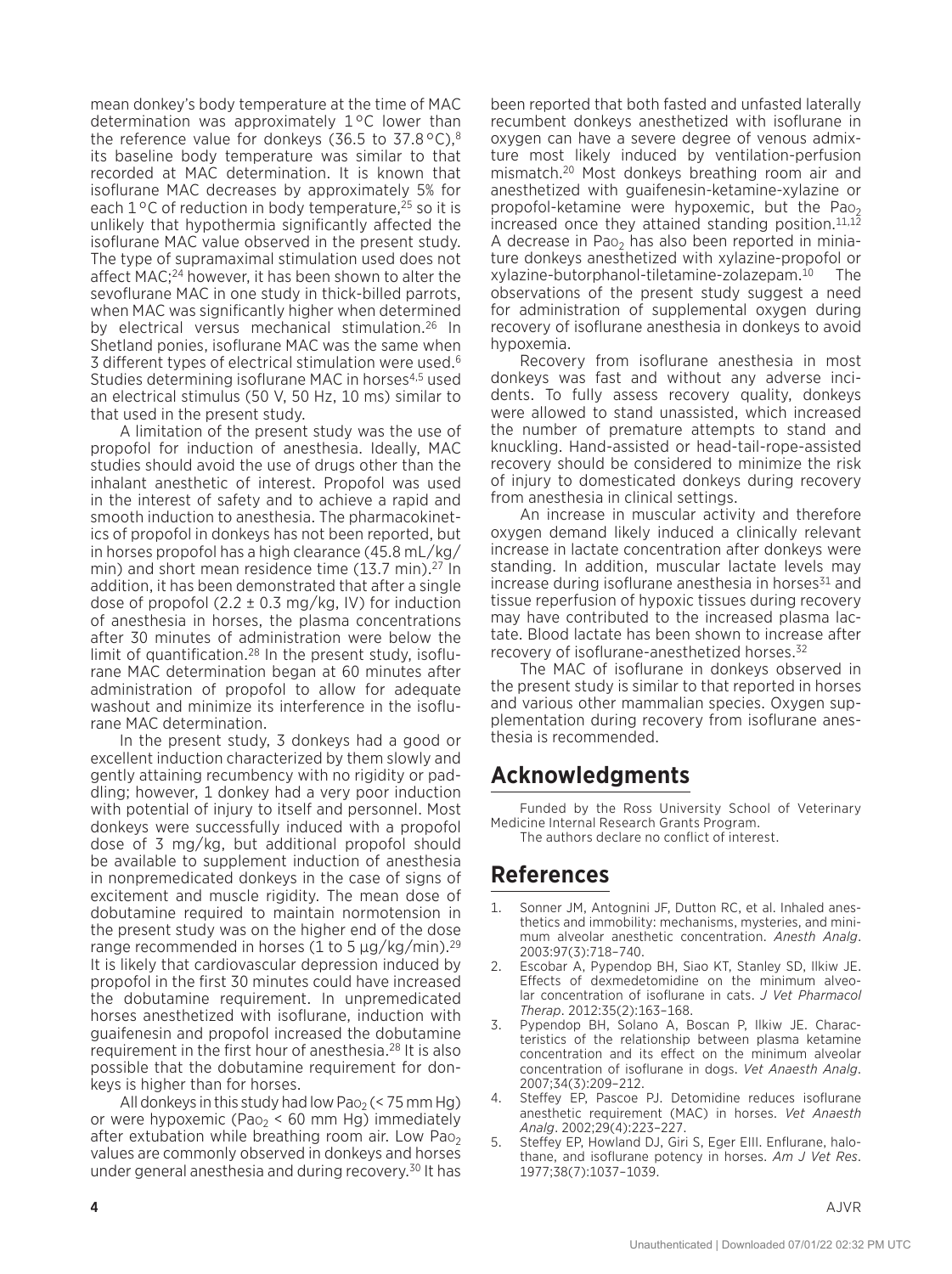mean donkey's body temperature at the time of MAC determination was approximately 1 °C lower than the reference value for donkeys (36.5 to 37.8 °C),[8] its baseline body temperature was similar to that recorded at MAC determination. It is known that isoflurane MAC decreases by approximately 5% for each 1 °C of reduction in body temperature,[25] so it is unlikely that hypothermia significantly affected the isoflurane MAC value observed in the present study. The type of supramaximal stimulation used does not affect MAC;[24] however, it has been shown to alter the sevoflurane MAC in one study in thick-billed parrots, when MAC was significantly higher when determined by electrical versus mechanical stimulation.[26] In Shetland ponies, isoflurane MAC was the same when 3 different types of electrical stimulation were used.[6] Studies determining isoflurane MAC in horses[4,5] used an electrical stimulus (50 V, 50 Hz, 10 ms) similar to that used in the present study.

A limitation of the present study was the use of propofol for induction of anesthesia. Ideally, MAC studies should avoid the use of drugs other than the inhalant anesthetic of interest. Propofol was used in the interest of safety and to achieve a rapid and smooth induction to anesthesia. The pharmacokinetics of propofol in donkeys has not been reported, but in horses propofol has a high clearance (45.8 mL/kg/min) and short mean residence time (13.7 min).[27] In addition, it has been demonstrated that after a single dose of propofol (2.2 ± 0.3 mg/kg, IV) for induction of anesthesia in horses, the plasma concentrations after 30 minutes of administration were below the limit of quantification.[28] In the present study, isoflurane MAC determination began at 60 minutes after administration of propofol to allow for adequate washout and minimize its interference in the isoflurane MAC determination.

In the present study, 3 donkeys had a good or excellent induction characterized by them slowly and gently attaining recumbency with no rigidity or paddling; however, 1 donkey had a very poor induction with potential of injury to itself and personnel. Most donkeys were successfully induced with a propofol dose of 3 mg/kg, but additional propofol should be available to supplement induction of anesthesia in nonpremedicated donkeys in the case of signs of excitement and muscle rigidity. The mean dose of dobutamine required to maintain normotension in the present study was on the higher end of the dose range recommended in horses (1 to 5 µg/kg/min).[29] It is likely that cardiovascular depression induced by propofol in the first 30 minutes could have increased the dobutamine requirement. In unpremedicated horses anesthetized with isoflurane, induction with guaifenesin and propofol increased the dobutamine requirement in the first hour of anesthesia.[28] It is also possible that the dobutamine requirement for donkeys is higher than for horses.

All donkeys in this study had low $Pa_{O_2}$ (< 75 mm Hg) or were hypoxemic ($Pa_{O_2}$ < 60 mm Hg) immediately after extubation while breathing room air. Low $Pa_{O_2}$ values are commonly observed in donkeys and horses under general anesthesia and during recovery.[30] It has been reported that both fasted and unfasted laterally recumbent donkeys anesthetized with isoflurane in oxygen can have a severe degree of venous admixture most likely induced by ventilation-perfusion mismatch.[20] Most donkeys breathing room air and anesthetized with guaifenesin-ketamine-xylazine or propofol-ketamine were hypoxemic, but the $Pa_{O_2}$ increased once they attained standing position.[11,12] A decrease in $Pa_{O_2}$ has also been reported in miniature donkeys anesthetized with xylazine-propofol or xylazine-butorphanol-tiletamine-zolazepam.[10] The observations of the present study suggest a need for administration of supplemental oxygen during recovery of isoflurane anesthesia in donkeys to avoid hypoxemia.

Recovery from isoflurane anesthesia in most donkeys was fast and without any adverse incidents. To fully assess recovery quality, donkeys were allowed to stand unassisted, which increased the number of premature attempts to stand and knuckling. Hand-assisted or head-tail-rope-assisted recovery should be considered to minimize the risk of injury to domesticated donkeys during recovery from anesthesia in clinical settings.

An increase in muscular activity and therefore oxygen demand likely induced a clinically relevant increase in lactate concentration after donkeys were standing. In addition, muscular lactate levels may increase during isoflurane anesthesia in horses[31] and tissue reperfusion of hypoxic tissues during recovery may have contributed to the increased plasma lactate. Blood lactate has been shown to increase after recovery of isoflurane-anesthetized horses.[32]

The MAC of isoflurane in donkeys observed in the present study is similar to that reported in horses and various other mammalian species. Oxygen supplementation during recovery from isoflurane anesthesia is recommended.

## Acknowledgments

Funded by the Ross University School of Veterinary Medicine Internal Research Grants Program.

The authors declare no conflict of interest.

## References

1. Sonner JM, Antognini JF, Dutton RC, et al. Inhaled anesthetics and immobility: mechanisms, mysteries, and minimum alveolar anesthetic concentration. *Anesth Analg*. 2003:97(3):718–740.
2. Escobar A, Pypendop BH, Siao KT, Stanley SD, Ilkiw JE. Effects of dexmedetomidine on the minimum alveolar concentration of isoflurane in cats. *J Vet Pharmacol Therap*. 2012:35(2):163–168.
3. Pypendop BH, Solano A, Boscan P, Ilkiw JE. Characteristics of the relationship between plasma ketamine concentration and its effect on the minimum alveolar concentration of isoflurane in dogs. *Vet Anaesth Analg*. 2007;34(3):209–212.
4. Steffey EP, Pascoe PJ. Detomidine reduces isoflurane anesthetic requirement (MAC) in horses. *Vet Anaesth Analg*. 2002;29(4):223–227.
5. Steffey EP, Howland DJ, Giri S, Eger EIII. Enflurane, halothane, and isoflurane potency in horses. *Am J Vet Res*. 1977;38(7):1037–1039.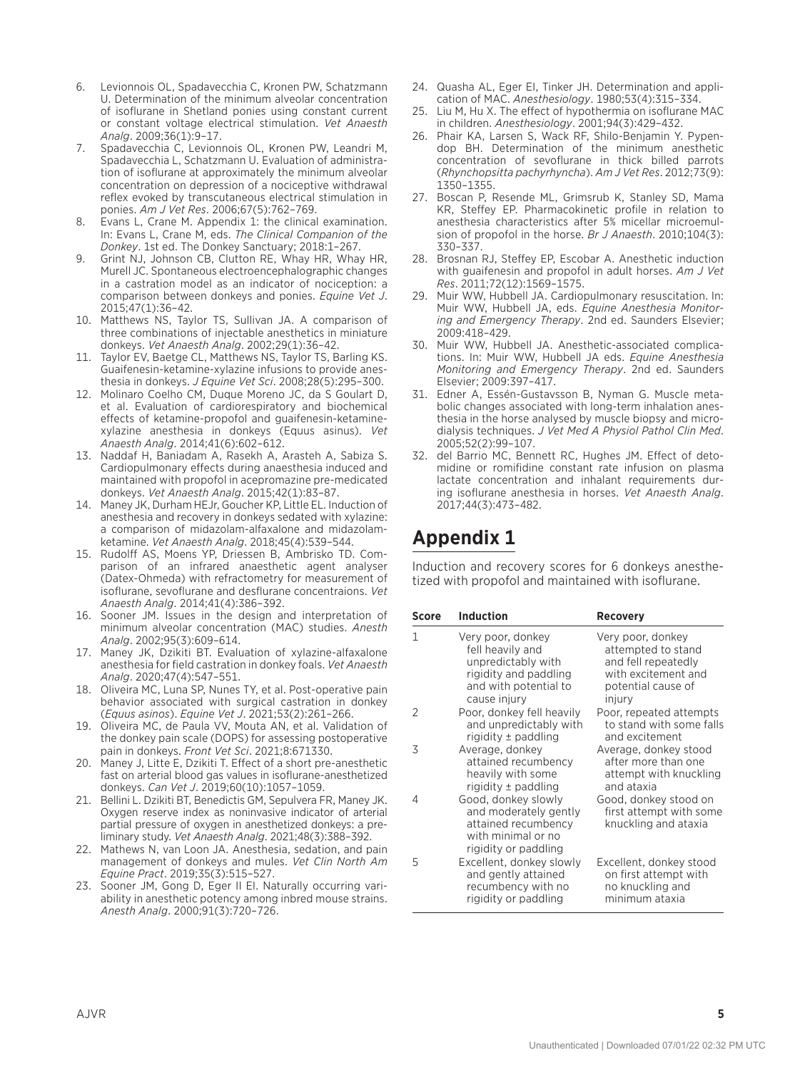6. Levionnois OL, Spadavecchia C, Kronen PW, Schatzmann U. Determination of the minimum alveolar concentration of isoflurane in Shetland ponies using constant current or constant voltage electrical stimulation. *Vet Anaesth Analg*. 2009;36(1):9–17.
7. Spadavecchia C, Levionnois OL, Kronen PW, Leandri M, Spadavecchia L, Schatzmann U. Evaluation of administration of isoflurane at approximately the minimum alveolar concentration on depression of a nociceptive withdrawal reflex evoked by transcutaneous electrical stimulation in ponies. *Am J Vet Res*. 2006;67(5):762–769.
8. Evans L, Crane M. Appendix 1: the clinical examination. In: Evans L, Crane M, eds. *The Clinical Companion of the Donkey*. 1st ed. The Donkey Sanctuary; 2018:1–267.
9. Grint NJ, Johnson CB, Clutton RE, Whay HR, Whay HR, Murell JC. Spontaneous electroencephalographic changes in a castration model as an indicator of nociception: a comparison between donkeys and ponies. *Equine Vet J*. 2015;47(1):36–42.
10. Matthews NS, Taylor TS, Sullivan JA. A comparison of three combinations of injectable anesthetics in miniature donkeys. *Vet Anaesth Analg*. 2002;29(1):36–42.
11. Taylor EV, Baetge CL, Matthews NS, Taylor TS, Barling KS. Guaifenesin-ketamine-xylazine infusions to provide anesthesia in donkeys. *J Equine Vet Sci*. 2008;28(5):295–300.
12. Molinaro Coelho CM, Duque Moreno JC, da S Goulart D, et al. Evaluation of cardiorespiratory and biochemical effects of ketamine-propofol and guaifenesin-ketamine-xylazine anesthesia in donkeys (Equus asinus). *Vet Anaesth Analg*. 2014;41(6):602–612.
13. Naddaf H, Baniadam A, Rasekh A, Arasteh A, Sabiza S. Cardiopulmonary effects during anaesthesia induced and maintained with propofol in acepromazine pre-medicated donkeys. *Vet Anaesth Analg*. 2015;42(1):83–87.
14. Maney JK, Durham HEJr, Goucher KP, Little EL. Induction of anesthesia and recovery in donkeys sedated with xylazine: a comparison of midazolam-alfaxalone and midazolam-ketamine. *Vet Anaesth Analg*. 2018;45(4):539–544.
15. Rudolff AS, Moens YP, Driessen B, Ambrisko TD. Comparison of an infrared anaesthetic agent analyser (Datex-Ohmeda) with refractometry for measurement of isoflurane, sevoflurane and desflurane concentraions. *Vet Anaesth Analg*. 2014;41(4):386–392.
16. Sooner JM. Issues in the design and interpretation of minimum alveolar concentration (MAC) studies. *Anesth Analg*. 2002;95(3):609–614.
17. Maney JK, Dzikiti BT. Evaluation of xylazine-alfaxalone anesthesia for field castration in donkey foals. *Vet Anaesth Analg*. 2020;47(4):547–551.
18. Oliveira MC, Luna SP, Nunes TY, et al. Post-operative pain behavior associated with surgical castration in donkey (*Equus asinos*). *Equine Vet J*. 2021;53(2):261–266.
19. Oliveira MC, de Paula VV, Mouta AN, et al. Validation of the donkey pain scale (DOPS) for assessing postoperative pain in donkeys. *Front Vet Sci*. 2021;8:671330.
20. Maney J, Litte E, Dzikiti T. Effect of a short pre-anesthetic fast on arterial blood gas values in isoflurane-anesthetized donkeys. *Can Vet J*. 2019;60(10):1057–1059.
21. Bellini L. Dzikiti BT, Benedictis GM, Sepulvera FR, Maney JK. Oxygen reserve index as noninvasive indicator of arterial partial pressure of oxygen in anesthetized donkeys: a preliminary study. *Vet Anaesth Analg*. 2021;48(3):388–392.
22. Mathews N, van Loon JA. Anesthesia, sedation, and pain management of donkeys and mules. *Vet Clin North Am Equine Pract*. 2019;35(3):515–527.
23. Sooner JM, Gong D, Eger II EI. Naturally occurring variability in anesthetic potency among inbred mouse strains. *Anesth Analg*. 2000;91(3):720–726.
24. Quasha AL, Eger EI, Tinker JH. Determination and application of MAC. *Anesthesiology*. 1980;53(4):315–334.
25. Liu M, Hu X. The effect of hypothermia on isoflurane MAC in children. *Anesthesiology*. 2001;94(3):429–432.
26. Phair KA, Larsen S, Wack RF, Shilo-Benjamin Y. Pypendop BH. Determination of the minimum anesthetic concentration of sevoflurane in thick billed parrots (*Rhynchopsitta pachyrhyncha*). *Am J Vet Res*. 2012;73(9):1350–1355.
27. Boscan P, Resende ML, Grimsrub K, Stanley SD, Mama KR, Steffey EP. Pharmacokinetic profile in relation to anesthesia characteristics after 5% micellar microemulsion of propofol in the horse. *Br J Anaesth*. 2010;104(3):330–337.
28. Brosnan RJ, Steffey EP, Escobar A. Anesthetic induction with guaifenesin and propofol in adult horses. *Am J Vet Res*. 2011;72(12):1569–1575.
29. Muir WW, Hubbell JA. Cardiopulmonary resuscitation. In: Muir WW, Hubbell JA, eds. *Equine Anesthesia Monitoring and Emergency Therapy*. 2nd ed. Saunders Elsevier; 2009:418–429.
30. Muir WW, Hubbell JA. Anesthetic-associated complications. In: Muir WW, Hubbell JA eds. *Equine Anesthesia Monitoring and Emergency Therapy*. 2nd ed. Saunders Elsevier; 2009:397–417.
31. Edner A, Essén-Gustavsson B, Nyman G. Muscle metabolic changes associated with long-term inhalation anesthesia in the horse analysed by muscle biopsy and microdialysis techniques. *J Vet Med A Physiol Pathol Clin Med*. 2005;52(2):99–107.
32. del Barrio MC, Bennett RC, Hughes JM. Effect of detomidine or romifidine constant rate infusion on plasma lactate concentration and inhalant requirements during isoflurane anesthesia in horses. *Vet Anaesth Analg*. 2017;44(3):473–482.

# Appendix 1

Induction and recovery scores for 6 donkeys anesthetized with propofol and maintained with isoflurane.

| Score | Induction | Recovery |
|---|---|---|
| 1 | Very poor, donkey fell heavily and unpredictably with rigidity and paddling and with potential to cause injury | Very poor, donkey attempted to stand and fell repeatedly with excitement and potential cause of injury |
| 2 | Poor, donkey fell heavily and unpredictably with rigidity ± paddling | Poor, repeated attempts to stand with some falls and excitement |
| 3 | Average, donkey attained recumbency heavily with some rigidity ± paddling | Average, donkey stood after more than one attempt with knuckling and ataxia |
| 4 | Good, donkey slowly and moderately gently attained recumbency with minimal or no rigidity or paddling | Good, donkey stood on first attempt with some knuckling and ataxia |
| 5 | Excellent, donkey slowly and gently attained recumbency with no rigidity or paddling | Excellent, donkey stood on first attempt with no knuckling and minimum ataxia |